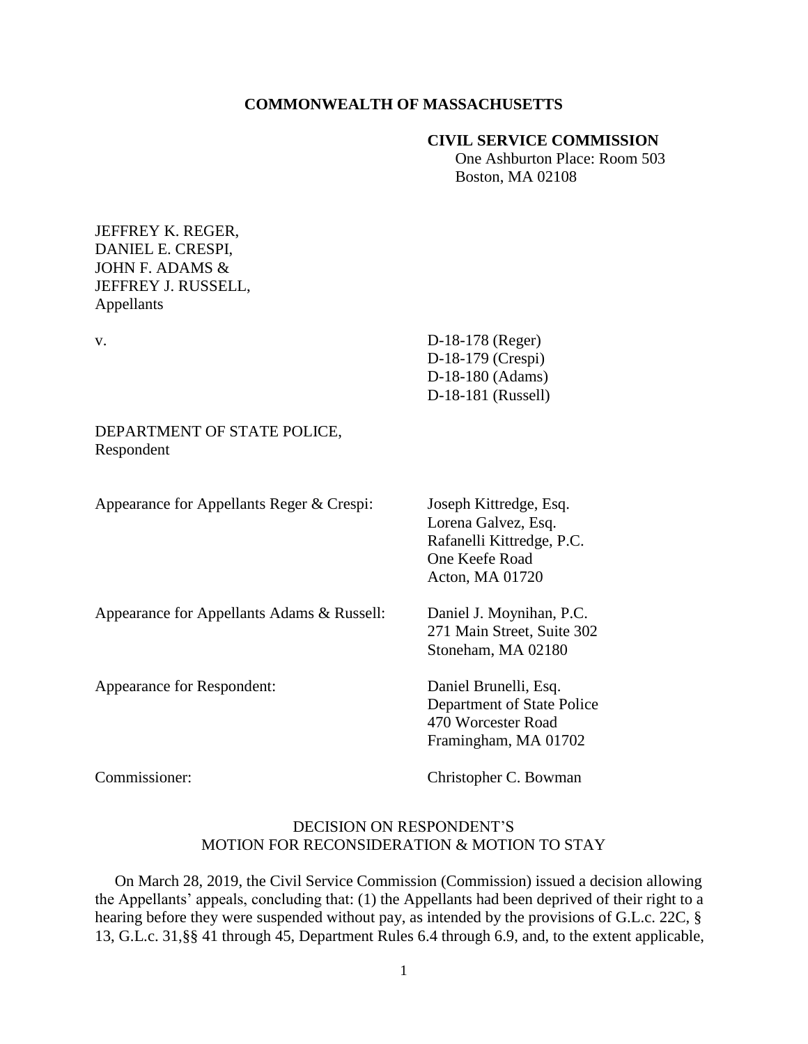**COMMONWEALTH OF MASSACHUSETTS**

**CIVIL SERVICE COMMISSION**
One Ashburton Place: Room 503
Boston, MA 02108

JEFFREY K. REGER,
DANIEL E. CRESPI,
JOHN F. ADAMS &
JEFFREY J. RUSSELL,
Appellants

v.

D-18-178 (Reger)
D-18-179 (Crespi)
D-18-180 (Adams)
D-18-181 (Russell)

DEPARTMENT OF STATE POLICE,
Respondent

Appearance for Appellants Reger & Crespi: Joseph Kittredge, Esq.
Lorena Galvez, Esq.
Rafanelli Kittredge, P.C.
One Keefe Road
Acton, MA 01720

Appearance for Appellants Adams & Russell: Daniel J. Moynihan, P.C.
271 Main Street, Suite 302
Stoneham, MA 02180

Appearance for Respondent: Daniel Brunelli, Esq.
Department of State Police
470 Worcester Road
Framingham, MA 01702

Commissioner: Christopher C. Bowman

DECISION ON RESPONDENT'S
MOTION FOR RECONSIDERATION & MOTION TO STAY

On March 28, 2019, the Civil Service Commission (Commission) issued a decision allowing the Appellants' appeals, concluding that: (1) the Appellants had been deprived of their right to a hearing before they were suspended without pay, as intended by the provisions of G.L.c. 22C, § 13, G.L.c. 31,§§ 41 through 45, Department Rules 6.4 through 6.9, and, to the extent applicable,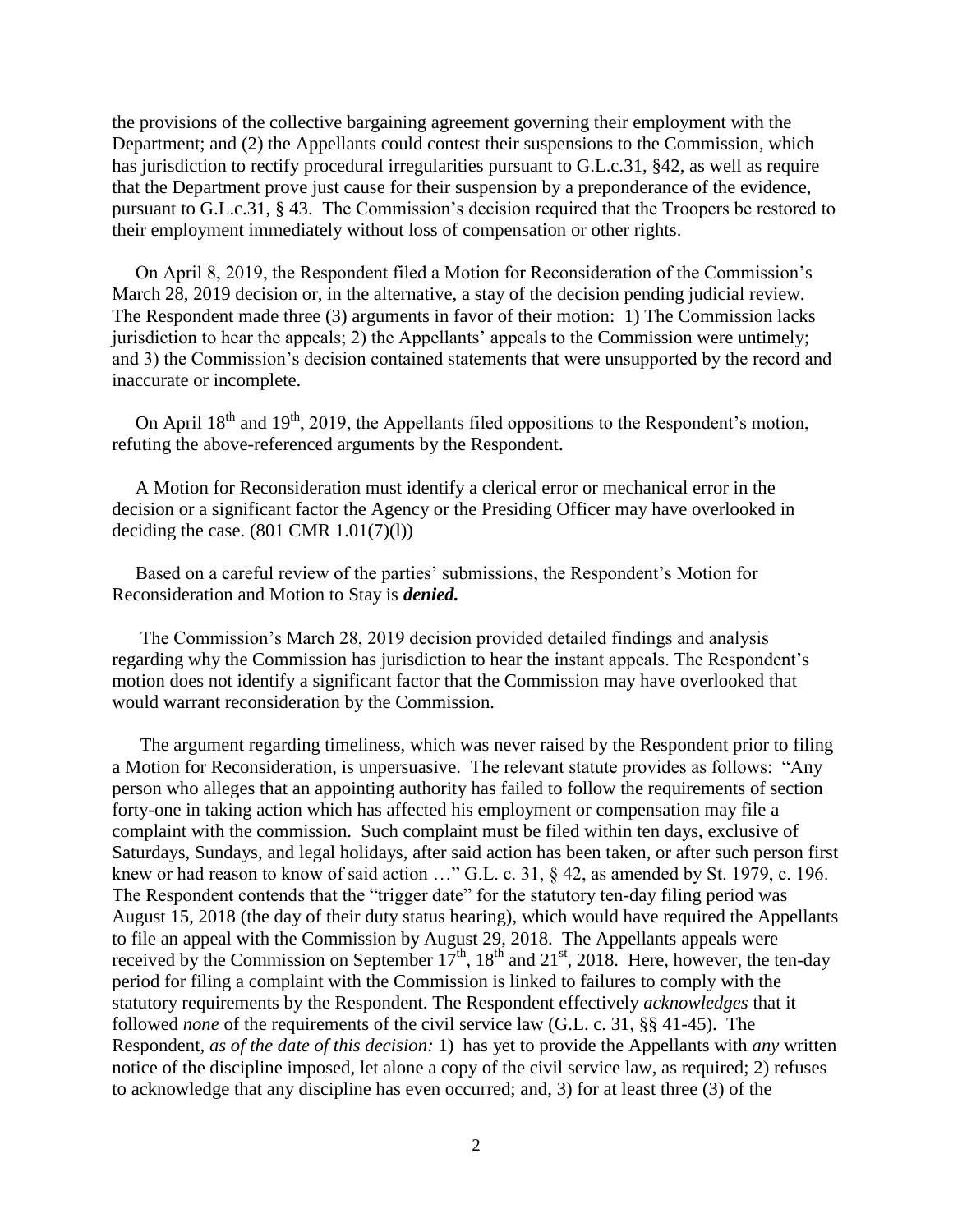the provisions of the collective bargaining agreement governing their employment with the Department; and (2) the Appellants could contest their suspensions to the Commission, which has jurisdiction to rectify procedural irregularities pursuant to G.L.c.31, §42, as well as require that the Department prove just cause for their suspension by a preponderance of the evidence, pursuant to G.L.c.31, § 43. The Commission's decision required that the Troopers be restored to their employment immediately without loss of compensation or other rights.

On April 8, 2019, the Respondent filed a Motion for Reconsideration of the Commission's March 28, 2019 decision or, in the alternative, a stay of the decision pending judicial review. The Respondent made three (3) arguments in favor of their motion: 1) The Commission lacks jurisdiction to hear the appeals; 2) the Appellants' appeals to the Commission were untimely; and 3) the Commission's decision contained statements that were unsupported by the record and inaccurate or incomplete.

On April 18th and 19th, 2019, the Appellants filed oppositions to the Respondent's motion, refuting the above-referenced arguments by the Respondent.

A Motion for Reconsideration must identify a clerical error or mechanical error in the decision or a significant factor the Agency or the Presiding Officer may have overlooked in deciding the case. (801 CMR 1.01(7)(l))

Based on a careful review of the parties' submissions, the Respondent's Motion for Reconsideration and Motion to Stay is ***denied.***

The Commission's March 28, 2019 decision provided detailed findings and analysis regarding why the Commission has jurisdiction to hear the instant appeals. The Respondent's motion does not identify a significant factor that the Commission may have overlooked that would warrant reconsideration by the Commission.

The argument regarding timeliness, which was never raised by the Respondent prior to filing a Motion for Reconsideration, is unpersuasive. The relevant statute provides as follows: "Any person who alleges that an appointing authority has failed to follow the requirements of section forty-one in taking action which has affected his employment or compensation may file a complaint with the commission. Such complaint must be filed within ten days, exclusive of Saturdays, Sundays, and legal holidays, after said action has been taken, or after such person first knew or had reason to know of said action …" G.L. c. 31, § 42, as amended by St. 1979, c. 196. The Respondent contends that the "trigger date" for the statutory ten-day filing period was August 15, 2018 (the day of their duty status hearing), which would have required the Appellants to file an appeal with the Commission by August 29, 2018. The Appellants appeals were received by the Commission on September 17th, 18th and 21st, 2018. Here, however, the ten-day period for filing a complaint with the Commission is linked to failures to comply with the statutory requirements by the Respondent. The Respondent effectively *acknowledges* that it followed *none* of the requirements of the civil service law (G.L. c. 31, §§ 41-45). The Respondent, *as of the date of this decision:* 1) has yet to provide the Appellants with *any* written notice of the discipline imposed, let alone a copy of the civil service law, as required; 2) refuses to acknowledge that any discipline has even occurred; and, 3) for at least three (3) of the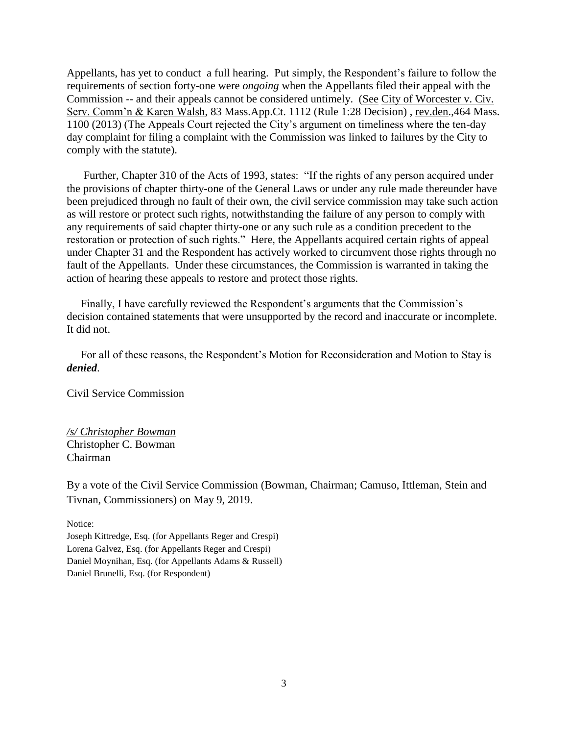Appellants, has yet to conduct a full hearing. Put simply, the Respondent's failure to follow the requirements of section forty-one were *ongoing* when the Appellants filed their appeal with the Commission -- and their appeals cannot be considered untimely. (See City of Worcester v. Civ. Serv. Comm'n & Karen Walsh, 83 Mass.App.Ct. 1112 (Rule 1:28 Decision) , rev.den.,464 Mass. 1100 (2013) (The Appeals Court rejected the City's argument on timeliness where the ten-day day complaint for filing a complaint with the Commission was linked to failures by the City to comply with the statute).

Further, Chapter 310 of the Acts of 1993, states: "If the rights of any person acquired under the provisions of chapter thirty-one of the General Laws or under any rule made thereunder have been prejudiced through no fault of their own, the civil service commission may take such action as will restore or protect such rights, notwithstanding the failure of any person to comply with any requirements of said chapter thirty-one or any such rule as a condition precedent to the restoration or protection of such rights." Here, the Appellants acquired certain rights of appeal under Chapter 31 and the Respondent has actively worked to circumvent those rights through no fault of the Appellants. Under these circumstances, the Commission is warranted in taking the action of hearing these appeals to restore and protect those rights.

Finally, I have carefully reviewed the Respondent's arguments that the Commission's decision contained statements that were unsupported by the record and inaccurate or incomplete. It did not.

For all of these reasons, the Respondent's Motion for Reconsideration and Motion to Stay is ***denied***.

Civil Service Commission

*/s/ Christopher Bowman*
Christopher C. Bowman
Chairman

By a vote of the Civil Service Commission (Bowman, Chairman; Camuso, Ittleman, Stein and Tivnan, Commissioners) on May 9, 2019.

Notice:
Joseph Kittredge, Esq. (for Appellants Reger and Crespi)
Lorena Galvez, Esq. (for Appellants Reger and Crespi)
Daniel Moynihan, Esq. (for Appellants Adams & Russell)
Daniel Brunelli, Esq. (for Respondent)